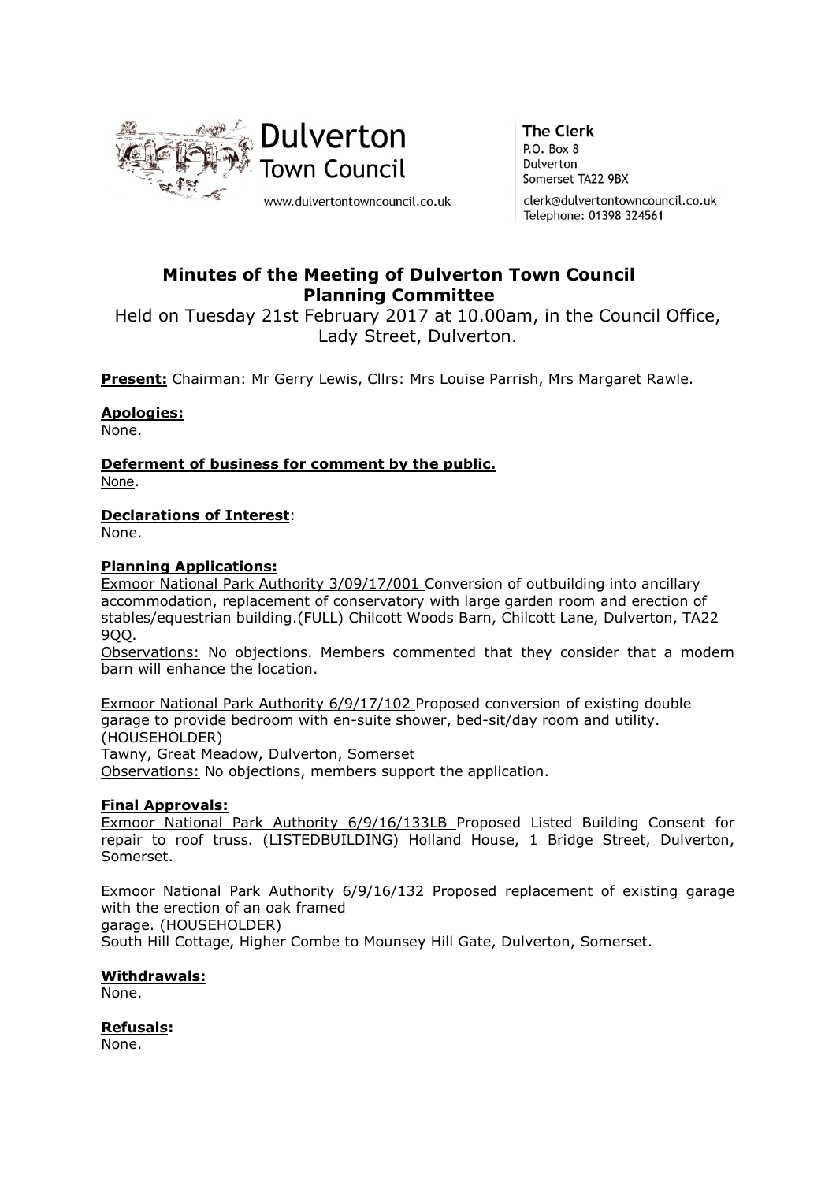Dulverton Town Council

www.dulvertontowncouncil.co.uk

**The Clerk**
P.O. Box 8
Dulverton
Somerset TA22 9BX

clerk@dulvertontowncouncil.co.uk
Telephone: 01398 324561

# Minutes of the Meeting of Dulverton Town Council Planning Committee

Held on Tuesday 21st February 2017 at 10.00am, in the Council Office, Lady Street, Dulverton.

**Present:** Chairman: Mr Gerry Lewis, Cllrs: Mrs Louise Parrish, Mrs Margaret Rawle.

**Apologies:**
None.

**Deferment of business for comment by the public.**
None.

**Declarations of Interest**:
None.

**Planning Applications:**

Exmoor National Park Authority 3/09/17/001 Conversion of outbuilding into ancillary accommodation, replacement of conservatory with large garden room and erection of stables/equestrian building.(FULL) Chilcott Woods Barn, Chilcott Lane, Dulverton, TA22 9QQ.

Observations: No objections. Members commented that they consider that a modern barn will enhance the location.

Exmoor National Park Authority 6/9/17/102 Proposed conversion of existing double garage to provide bedroom with en-suite shower, bed-sit/day room and utility. (HOUSEHOLDER)
Tawny, Great Meadow, Dulverton, Somerset
Observations: No objections, members support the application.

**Final Approvals:**

Exmoor National Park Authority 6/9/16/133LB Proposed Listed Building Consent for repair to roof truss. (LISTEDBUILDING) Holland House, 1 Bridge Street, Dulverton, Somerset.

Exmoor National Park Authority 6/9/16/132 Proposed replacement of existing garage with the erection of an oak framed garage. (HOUSEHOLDER)
South Hill Cottage, Higher Combe to Mounsey Hill Gate, Dulverton, Somerset.

**Withdrawals:**
None.

**Refusals**:
None.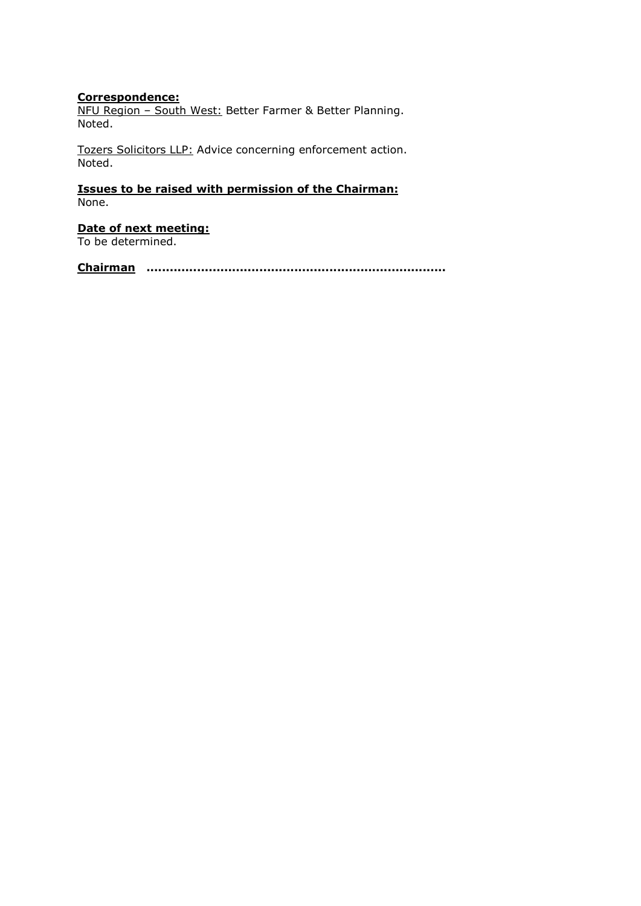**Correspondence:**
NFU Region – South West: Better Farmer & Better Planning.
Noted.

Tozers Solicitors LLP: Advice concerning enforcement action.
Noted.

**Issues to be raised with permission of the Chairman:**
None.

**Date of next meeting:**
To be determined.

**Chairman** ..........................................................................